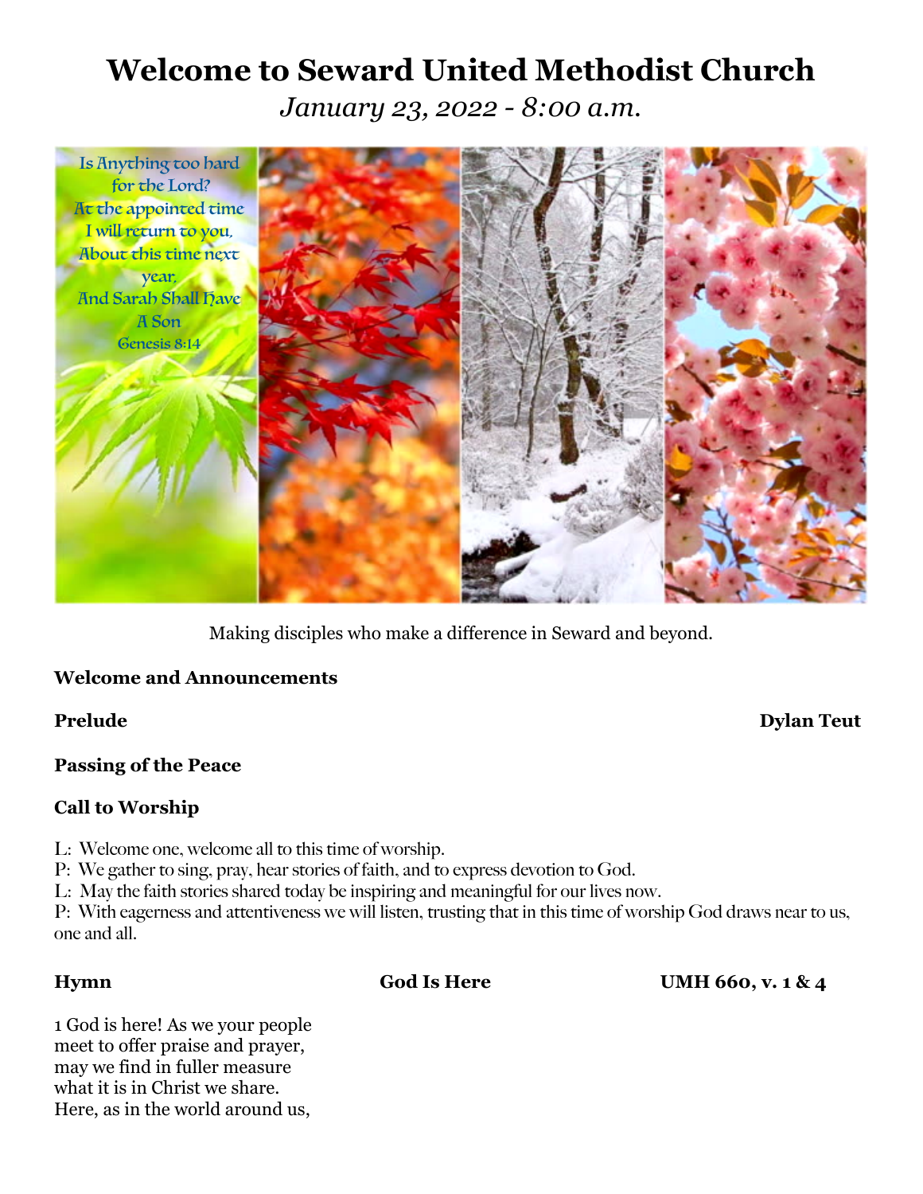# Welcome to Seward United Methodist Church

*January 23, 2022 - 8:00 a.m.*

Is Anything too hard for the Lord?
At the appointed time
I will return to you,
About this time next year,
And Sarah Shall Have
A Son
Genesis 8:14

Making disciples who make a difference in Seward and beyond.

**Welcome and Announcements**

**Prelude** **Dylan Teut**

**Passing of the Peace**

**Call to Worship**

L: Welcome one, welcome all to this time of worship.
P: We gather to sing, pray, hear stories of faith, and to express devotion to God.
L: May the faith stories shared today be inspiring and meaningful for our lives now.
P: With eagerness and attentiveness we will listen, trusting that in this time of worship God draws near to us, one and all.

**Hymn** **God Is Here** **UMH 660, v. 1 & 4**

1 God is here! As we your people
meet to offer praise and prayer,
may we find in fuller measure
what it is in Christ we share.
Here, as in the world around us,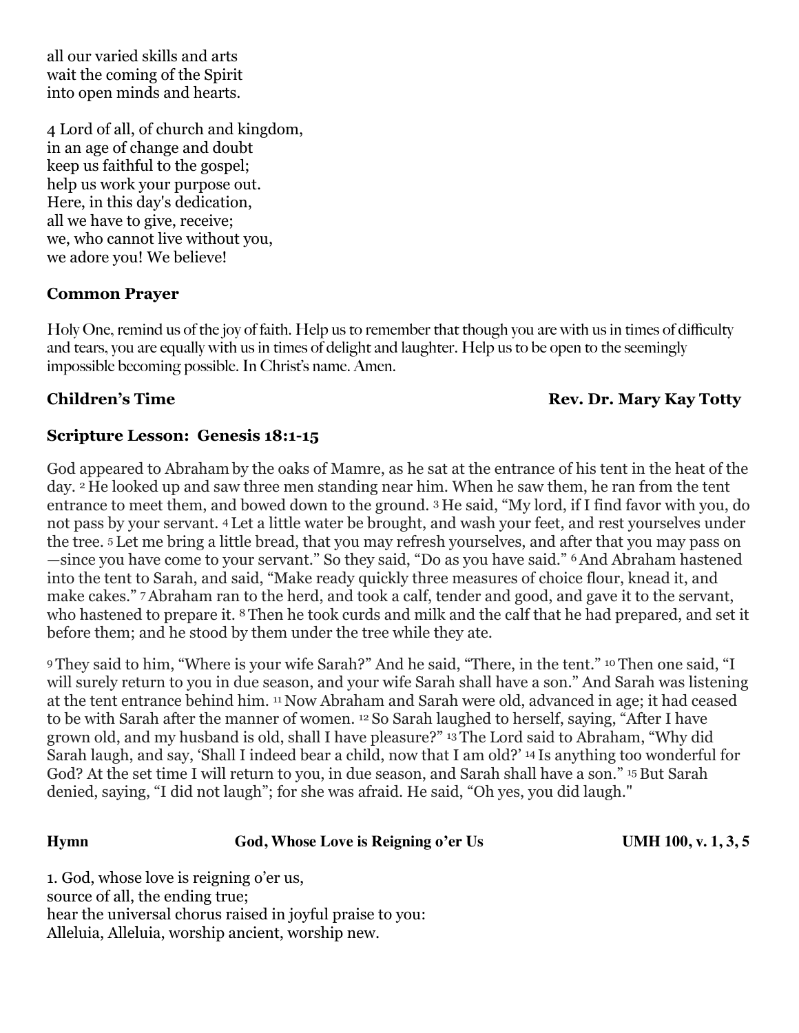all our varied skills and arts  
wait the coming of the Spirit  
into open minds and hearts.

4 Lord of all, of church and kingdom,  
in an age of change and doubt  
keep us faithful to the gospel;  
help us work your purpose out.  
Here, in this day's dedication,  
all we have to give, receive;  
we, who cannot live without you,  
we adore you! We believe!

**Common Prayer**

Holy One, remind us of the joy of faith. Help us to remember that though you are with us in times of difficulty and tears, you are equally with us in times of delight and laughter. Help us to be open to the seemingly impossible becoming possible. In Christ's name. Amen.

**Children's Time** **Rev. Dr. Mary Kay Totty**

**Scripture Lesson: Genesis 18:1-15**

God appeared to Abraham by the oaks of Mamre, as he sat at the entrance of his tent in the heat of the day. [2] He looked up and saw three men standing near him. When he saw them, he ran from the tent entrance to meet them, and bowed down to the ground. [3] He said, "My lord, if I find favor with you, do not pass by your servant. [4] Let a little water be brought, and wash your feet, and rest yourselves under the tree. [5] Let me bring a little bread, that you may refresh yourselves, and after that you may pass on —since you have come to your servant." So they said, "Do as you have said." [6] And Abraham hastened into the tent to Sarah, and said, "Make ready quickly three measures of choice flour, knead it, and make cakes." [7] Abraham ran to the herd, and took a calf, tender and good, and gave it to the servant, who hastened to prepare it. [8] Then he took curds and milk and the calf that he had prepared, and set it before them; and he stood by them under the tree while they ate.

[9] They said to him, "Where is your wife Sarah?" And he said, "There, in the tent." [10] Then one said, "I will surely return to you in due season, and your wife Sarah shall have a son." And Sarah was listening at the tent entrance behind him. [11] Now Abraham and Sarah were old, advanced in age; it had ceased to be with Sarah after the manner of women. [12] So Sarah laughed to herself, saying, "After I have grown old, and my husband is old, shall I have pleasure?" [13] The Lord said to Abraham, "Why did Sarah laugh, and say, 'Shall I indeed bear a child, now that I am old?' [14] Is anything too wonderful for God? At the set time I will return to you, in due season, and Sarah shall have a son." [15] But Sarah denied, saying, "I did not laugh"; for she was afraid. He said, "Oh yes, you did laugh."

**Hymn** **God, Whose Love is Reigning o'er Us** **UMH 100, v. 1, 3, 5**

1. God, whose love is reigning o'er us,  
source of all, the ending true;  
hear the universal chorus raised in joyful praise to you:  
Alleluia, Alleluia, worship ancient, worship new.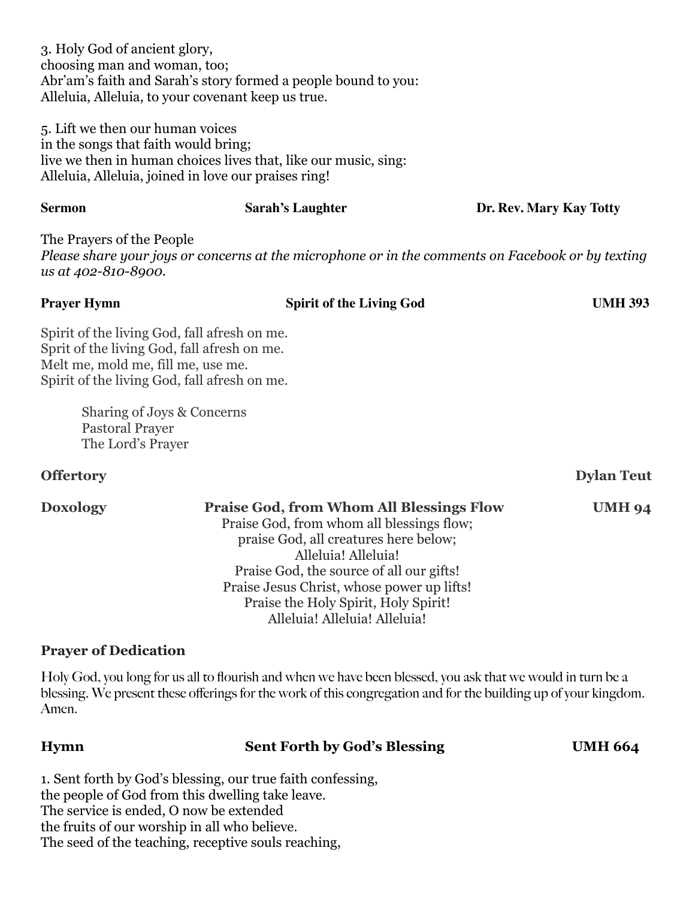3. Holy God of ancient glory,
choosing man and woman, too;
Abr'am's faith and Sarah's story formed a people bound to you:
Alleluia, Alleluia, to your covenant keep us true.

5. Lift we then our human voices
in the songs that faith would bring;
live we then in human choices lives that, like our music, sing:
Alleluia, Alleluia, joined in love our praises ring!

**Sermon** **Sarah's Laughter** **Dr. Rev. Mary Kay Totty**

The Prayers of the People
*Please share your joys or concerns at the microphone or in the comments on Facebook or by texting us at 402-810-8900.*

**Prayer Hymn** **Spirit of the Living God** **UMH 393**

Spirit of the living God, fall afresh on me.
Sprit of the living God, fall afresh on me.
Melt me, mold me, fill me, use me.
Spirit of the living God, fall afresh on me.

Sharing of Joys & Concerns
Pastoral Prayer
The Lord's Prayer

**Offertory** **Dylan Teut**

**Doxology** **Praise God, from Whom All Blessings Flow** **UMH 94**

Praise God, from whom all blessings flow;
praise God, all creatures here below;
Alleluia! Alleluia!
Praise God, the source of all our gifts!
Praise Jesus Christ, whose power up lifts!
Praise the Holy Spirit, Holy Spirit!
Alleluia! Alleluia! Alleluia!

**Prayer of Dedication**

Holy God, you long for us all to flourish and when we have been blessed, you ask that we would in turn be a blessing. We present these offerings for the work of this congregation and for the building up of your kingdom. Amen.

**Hymn** **Sent Forth by God's Blessing** **UMH 664**

1. Sent forth by God's blessing, our true faith confessing,
the people of God from this dwelling take leave.
The service is ended, O now be extended
the fruits of our worship in all who believe.
The seed of the teaching, receptive souls reaching,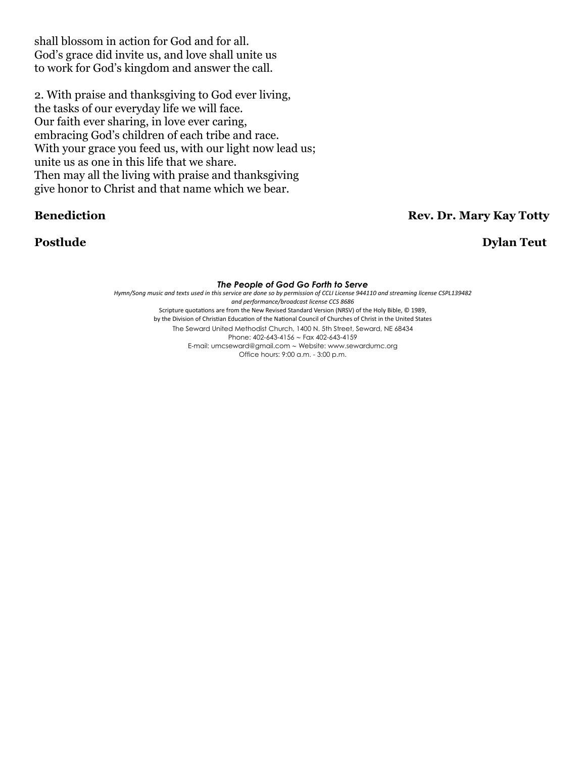shall blossom in action for God and for all.
God's grace did invite us, and love shall unite us
to work for God's kingdom and answer the call.

2. With praise and thanksgiving to God ever living,
the tasks of our everyday life we will face.
Our faith ever sharing, in love ever caring,
embracing God's children of each tribe and race.
With your grace you feed us, with our light now lead us;
unite us as one in this life that we share.
Then may all the living with praise and thanksgiving
give honor to Christ and that name which we bear.

**Benediction** **Rev. Dr. Mary Kay Totty**

**Postlude** **Dylan Teut**

***The People of God Go Forth to Serve***

*Hymn/Song music and texts used in this service are done so by permission of CCLI License 944110 and streaming license CSPL139482 and performance/broadcast license CCS 8686*

Scripture quotations are from the New Revised Standard Version (NRSV) of the Holy Bible, © 1989,
by the Division of Christian Education of the National Council of Churches of Christ in the United States

The Seward United Methodist Church, 1400 N. 5th Street, Seward, NE 68434
Phone: 402-643-4156 ~ Fax 402-643-4159
E-mail: umcseward@gmail.com ~ Website: www.sewardumc.org
Office hours: 9:00 a.m. - 3:00 p.m.